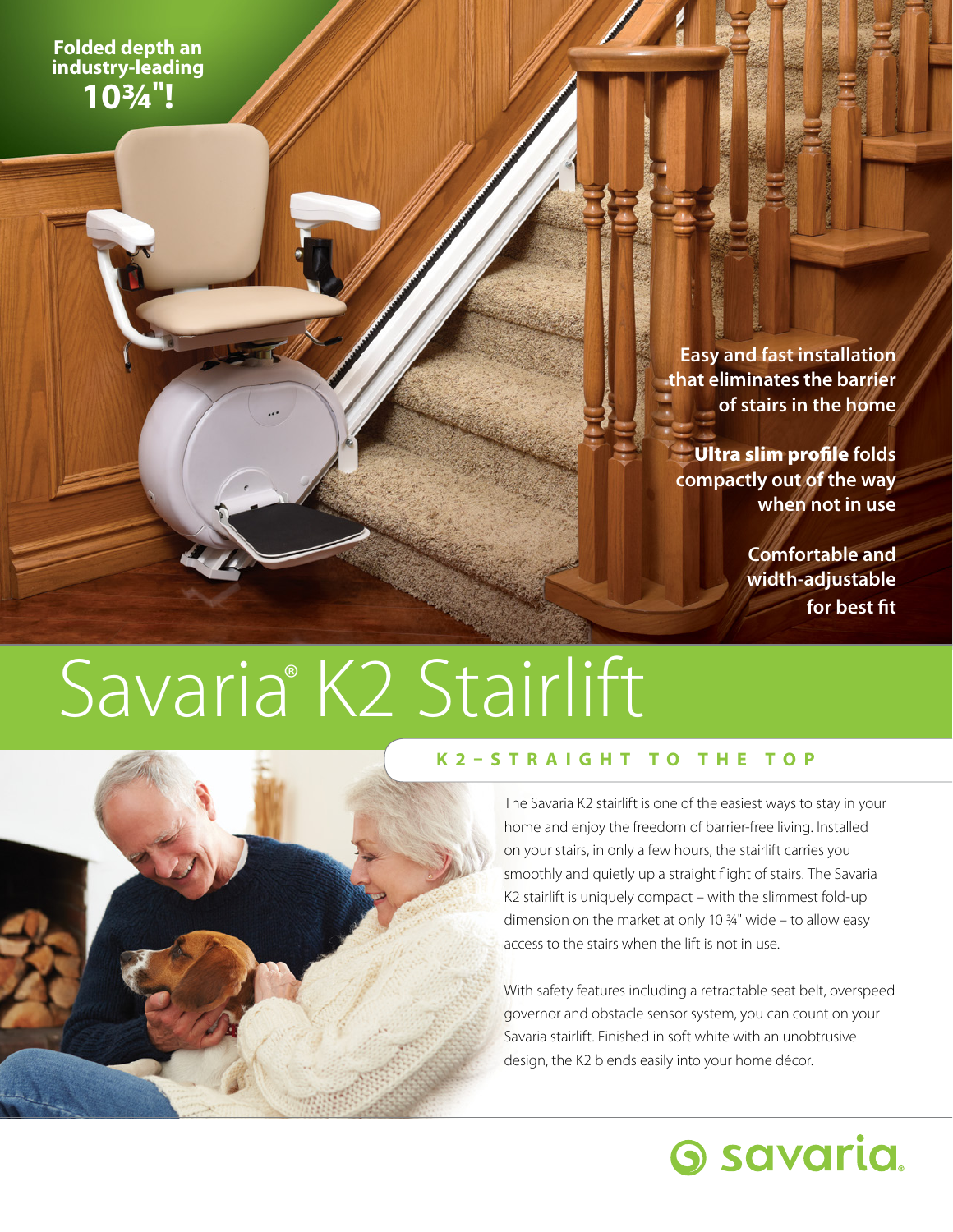**Folded depth an industry-leading 10¾"!**

**Easy and fast installation that eliminates the barrier of stairs in the home**

**Ultra slim profile folds compactly out of the way when not in use**

**Comfortable and width-adjustable for best fit**

# Savaria® K2 Stairlift

## K2 – STRAIGHT TO THE TOP

The Savaria K2 stairlift is one of the easiest ways to stay in your home and enjoy the freedom of barrier-free living. Installed on your stairs, in only a few hours, the stairlift carries you smoothly and quietly up a straight flight of stairs. The Savaria K2 stairlift is uniquely compact – with the slimmest fold-up dimension on the market at only 10 ¾" wide – to allow easy access to the stairs when the lift is not in use.

With safety features including a retractable seat belt, overspeed governor and obstacle sensor system, you can count on your Savaria stairlift. Finished in soft white with an unobtrusive design, the K2 blends easily into your home décor.

savaria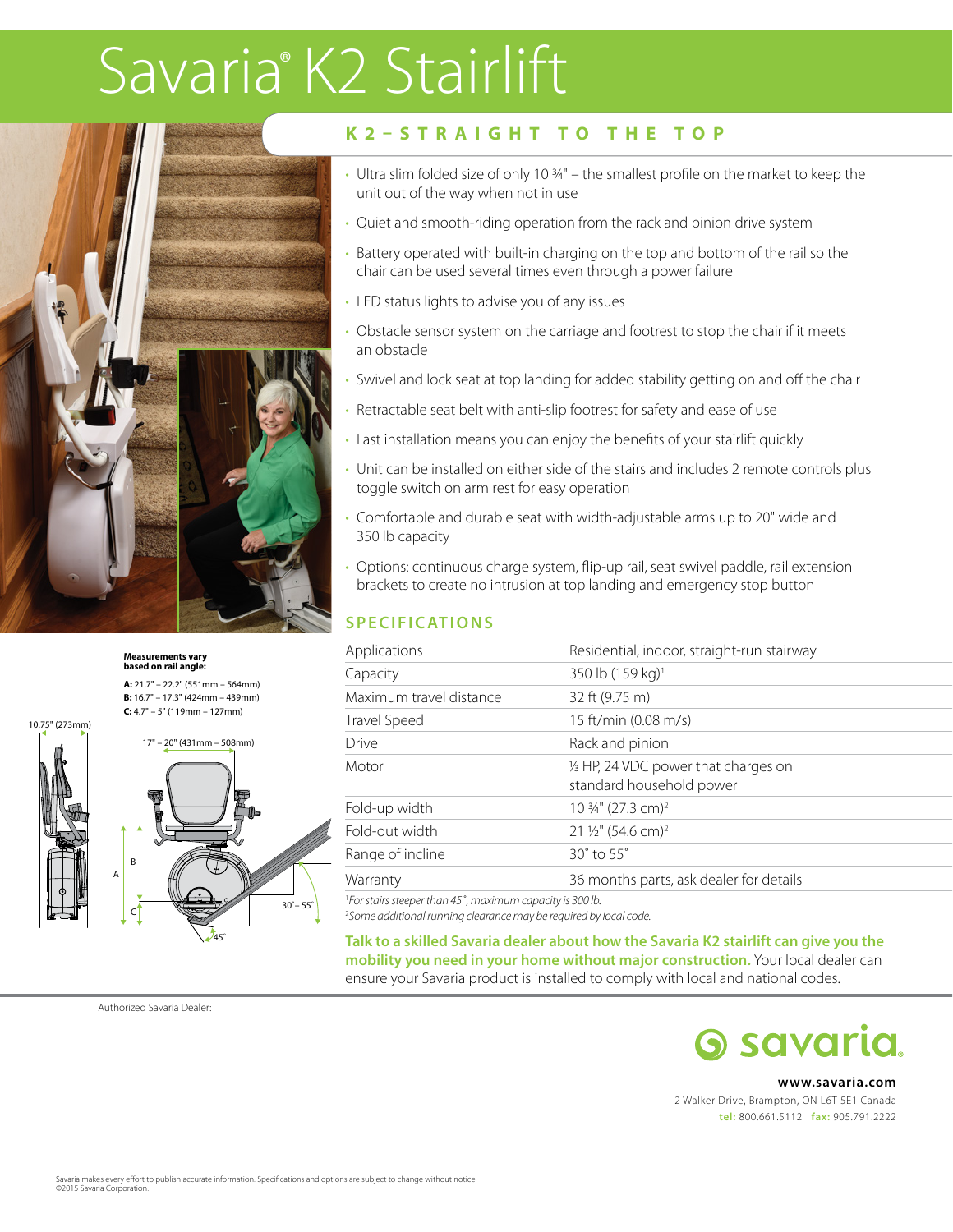# Savaria® K2 Stairlift

## K2 – STRAIGHT TO THE TOP

- Ultra slim folded size of only 10 ¾" – the smallest profile on the market to keep the unit out of the way when not in use
- Quiet and smooth-riding operation from the rack and pinion drive system
- Battery operated with built-in charging on the top and bottom of the rail so the chair can be used several times even through a power failure
- LED status lights to advise you of any issues
- Obstacle sensor system on the carriage and footrest to stop the chair if it meets an obstacle
- Swivel and lock seat at top landing for added stability getting on and off the chair
- Retractable seat belt with anti-slip footrest for safety and ease of use
- Fast installation means you can enjoy the benefits of your stairlift quickly
- Unit can be installed on either side of the stairs and includes 2 remote controls plus toggle switch on arm rest for easy operation
- Comfortable and durable seat with width-adjustable arms up to 20" wide and 350 lb capacity
- Options: continuous charge system, flip-up rail, seat swivel paddle, rail extension brackets to create no intrusion at top landing and emergency stop button

**Measurements vary based on rail angle:**

**A:** 21.7" – 22.2" (551mm – 564mm)
**B:** 16.7" – 17.3" (424mm – 439mm)
**C:** 4.7" – 5" (119mm – 127mm)

10.75" (273mm)

17" – 20" (431mm – 508mm)

A

B

C

30˚– 55˚

45˚

## SPECIFICATIONS

| | |
|---|---|
| Applications | Residential, indoor, straight-run stairway |
| Capacity | 350 lb (159 kg)[1] |
| Maximum travel distance | 32 ft (9.75 m) |
| Travel Speed | 15 ft/min (0.08 m/s) |
| Drive | Rack and pinion |
| Motor | ⅓ HP, 24 VDC power that charges on standard household power |
| Fold-up width | 10 ¾" (27.3 cm)[2] |
| Fold-out width | 21 ½" (54.6 cm)[2] |
| Range of incline | 30˚ to 55˚ |
| Warranty | 36 months parts, ask dealer for details |

[1]*For stairs steeper than 45˚, maximum capacity is 300 lb.*
[2]*Some additional running clearance may be required by local code.*

**Talk to a skilled Savaria dealer about how the Savaria K2 stairlift can give you the mobility you need in your home without major construction.** Your local dealer can ensure your Savaria product is installed to comply with local and national codes.

Authorized Savaria Dealer:

savaria

**www.savaria.com**
2 Walker Drive, Brampton, ON L6T 5E1 Canada
**tel:** 800.661.5112 **fax:** 905.791.2222

Savaria makes every effort to publish accurate information. Specifications and options are subject to change without notice.
©2015 Savaria Corporation.